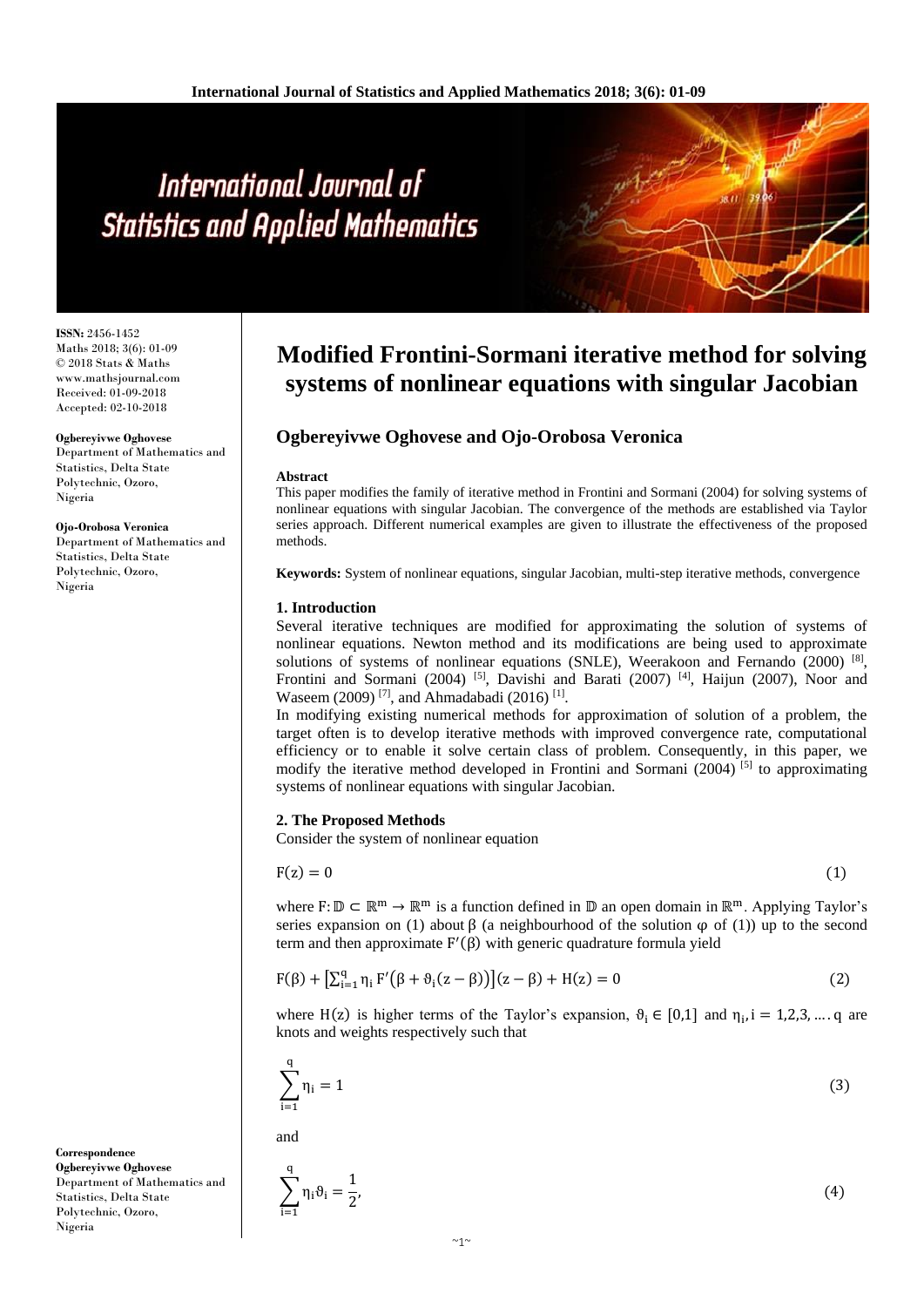**ISSN:** 2456-1452
Maths 2018; 3(6): 01-09
© 2018 Stats & Maths
www.mathsjournal.com
Received: 01-09-2018
Accepted: 02-10-2018

**Ogbereyivwe Oghovese**
Department of Mathematics and Statistics, Delta State Polytechnic, Ozoro, Nigeria

**Ojo-Orobosa Veronica**
Department of Mathematics and Statistics, Delta State Polytechnic, Ozoro, Nigeria

**Correspondence**
**Ogbereyivwe Oghovese**
Department of Mathematics and Statistics, Delta State Polytechnic, Ozoro, Nigeria

# Modified Frontini-Sormani iterative method for solving systems of nonlinear equations with singular Jacobian

## Ogbereyivwe Oghovese and Ojo-Orobosa Veronica

**Abstract**

This paper modifies the family of iterative method in Frontini and Sormani (2004) for solving systems of nonlinear equations with singular Jacobian. The convergence of the methods are established via Taylor series approach. Different numerical examples are given to illustrate the effectiveness of the proposed methods.

**Keywords:** System of nonlinear equations, singular Jacobian, multi-step iterative methods, convergence

### 1. Introduction

Several iterative techniques are modified for approximating the solution of systems of nonlinear equations. Newton method and its modifications are being used to approximate solutions of systems of nonlinear equations (SNLE), Weerakoon and Fernando (2000) [8], Frontini and Sormani (2004) [5], Davishi and Barati (2007) [4], Haijun (2007), Noor and Waseem (2009) [7], and Ahmadabadi (2016) [1].

In modifying existing numerical methods for approximation of solution of a problem, the target often is to develop iterative methods with improved convergence rate, computational efficiency or to enable it solve certain class of problem. Consequently, in this paper, we modify the iterative method developed in Frontini and Sormani (2004) [5] to approximating systems of nonlinear equations with singular Jacobian.

### 2. The Proposed Methods

Consider the system of nonlinear equation

$$F(z) = 0 \tag{1}$$

where $F: \mathbb{D} \subset \mathbb{R}^m \to \mathbb{R}^m$ is a function defined in $\mathbb{D}$ an open domain in $\mathbb{R}^m$. Applying Taylor's series expansion on (1) about $\beta$ (a neighbourhood of the solution $\varphi$ of (1)) up to the second term and then approximate $F'(\beta)$ with generic quadrature formula yield

$$F(\beta) + \left[\sum_{i=1}^{q} \eta_i F'\big(\beta + \vartheta_i(z - \beta)\big)\right](z - \beta) + H(z) = 0 \tag{2}$$

where $H(z)$ is higher terms of the Taylor's expansion, $\vartheta_i \in [0,1]$ and $\eta_i, i = 1,2,3, \ldots q$ are knots and weights respectively such that

$$\sum_{i=1}^{q} \eta_i = 1 \tag{3}$$

and

$$\sum_{i=1}^{q} \eta_i \vartheta_i = \frac{1}{2}, \tag{4}$$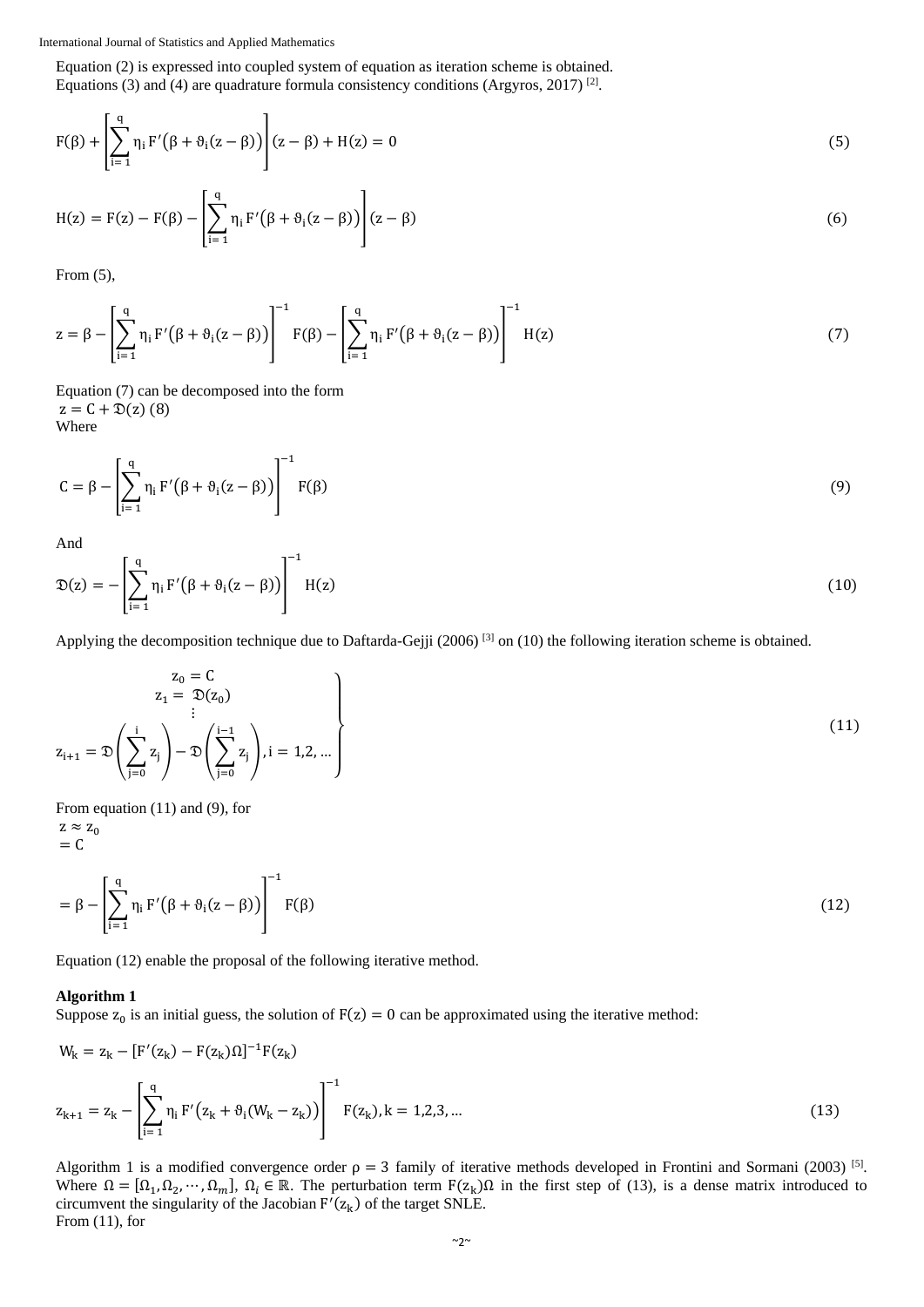Equation (2) is expressed into coupled system of equation as iteration scheme is obtained.
Equations (3) and (4) are quadrature formula consistency conditions (Argyros, 2017) [2].

$$F(\beta) + \left[\sum_{i=1}^{q} \eta_i F'\big(\beta + \vartheta_i(z - \beta)\big)\right](z - \beta) + H(z) = 0 \tag{5}$$

$$H(z) = F(z) - F(\beta) - \left[\sum_{i=1}^{q} \eta_i F'\big(\beta + \vartheta_i(z - \beta)\big)\right](z - \beta) \tag{6}$$

From (5),

$$z = \beta - \left[\sum_{i=1}^{q} \eta_i F'\big(\beta + \vartheta_i(z - \beta)\big)\right]^{-1} F(\beta) - \left[\sum_{i=1}^{q} \eta_i F'\big(\beta + \vartheta_i(z - \beta)\big)\right]^{-1} H(z) \tag{7}$$

Equation (7) can be decomposed into the form

$z = C + \mathfrak{D}(z)$ (8)

Where

$$C = \beta - \left[\sum_{i=1}^{q} \eta_i F'\big(\beta + \vartheta_i(z - \beta)\big)\right]^{-1} F(\beta) \tag{9}$$

And

$$\mathfrak{D}(z) = -\left[\sum_{i=1}^{q} \eta_i F'\big(\beta + \vartheta_i(z - \beta)\big)\right]^{-1} H(z) \tag{10}$$

Applying the decomposition technique due to Daftarda-Gejji (2006) [3] on (10) the following iteration scheme is obtained.

$$\left.\begin{aligned} z_0 &= C \\ z_1 &= \mathfrak{D}(z_0) \\ &\vdots \\ z_{i+1} &= \mathfrak{D}\left(\sum_{j=0}^{i} z_j\right) - \mathfrak{D}\left(\sum_{j=0}^{i-1} z_j\right), i = 1,2,\ldots \end{aligned}\right\} \tag{11}$$

From equation (11) and (9), for

$z \approx z_0$

$= C$

$$= \beta - \left[\sum_{i=1}^{q} \eta_i F'\big(\beta + \vartheta_i(z - \beta)\big)\right]^{-1} F(\beta) \tag{12}$$

Equation (12) enable the proposal of the following iterative method.

**Algorithm 1**

Suppose $z_0$ is an initial guess, the solution of $F(z) = 0$ can be approximated using the iterative method:

$$W_k = z_k - [F'(z_k) - F(z_k)\Omega]^{-1} F(z_k)$$

$$z_{k+1} = z_k - \left[\sum_{i=1}^{q} \eta_i F'\big(z_k + \vartheta_i(W_k - z_k)\big)\right]^{-1} F(z_k), k = 1,2,3,\ldots \tag{13}$$

Algorithm 1 is a modified convergence order $\rho = 3$ family of iterative methods developed in Frontini and Sormani (2003) [5]. Where $\Omega = [\Omega_1, \Omega_2, \cdots, \Omega_m]$, $\Omega_i \in \mathbb{R}$. The perturbation term $F(z_k)\Omega$ in the first step of (13), is a dense matrix introduced to circumvent the singularity of the Jacobian $F'(z_k)$ of the target SNLE.

From (11), for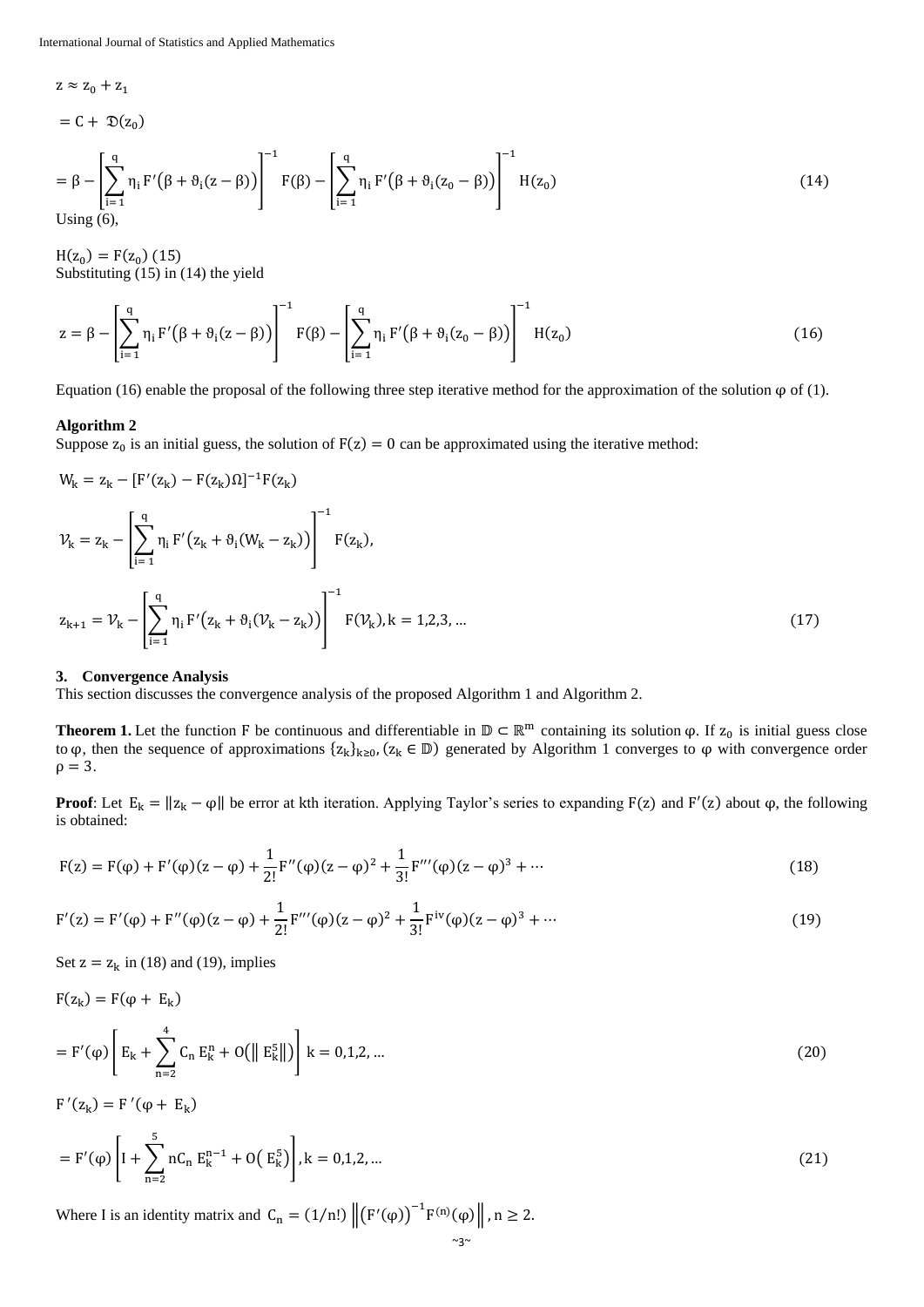$$z \approx z_0 + z_1$$

$$= C + \mathfrak{D}(z_0)$$

$$= \beta - \left[\sum_{i=1}^{q} \eta_i F'\big(\beta + \vartheta_i(z - \beta)\big)\right]^{-1} F(\beta) - \left[\sum_{i=1}^{q} \eta_i F'\big(\beta + \vartheta_i(z_0 - \beta)\big)\right]^{-1} H(z_0) \tag{14}$$

Using (6),

$H(z_0) = F(z_0)$ (15)

Substituting (15) in (14) the yield

$$z = \beta - \left[\sum_{i=1}^{q} \eta_i F'\big(\beta + \vartheta_i(z - \beta)\big)\right]^{-1} F(\beta) - \left[\sum_{i=1}^{q} \eta_i F'\big(\beta + \vartheta_i(z_0 - \beta)\big)\right]^{-1} H(z_0) \tag{16}$$

Equation (16) enable the proposal of the following three step iterative method for the approximation of the solution $\varphi$ of (1).

**Algorithm 2**

Suppose $z_0$ is an initial guess, the solution of $F(z) = 0$ can be approximated using the iterative method:

$$W_k = z_k - [F'(z_k) - F(z_k)\Omega]^{-1} F(z_k)$$

$$\mathcal{V}_k = z_k - \left[\sum_{i=1}^{q} \eta_i F'\big(z_k + \vartheta_i(W_k - z_k)\big)\right]^{-1} F(z_k),$$

$$z_{k+1} = \mathcal{V}_k - \left[\sum_{i=1}^{q} \eta_i F'\big(z_k + \vartheta_i(\mathcal{V}_k - z_k)\big)\right]^{-1} F(\mathcal{V}_k), k = 1,2,3, \dots \tag{17}$$

### 3. Convergence Analysis

This section discusses the convergence analysis of the proposed Algorithm 1 and Algorithm 2.

**Theorem 1.** Let the function F be continuous and differentiable in $\mathbb{D} \subset \mathbb{R}^m$ containing its solution $\varphi$. If $z_0$ is initial guess close to $\varphi$, then the sequence of approximations $\{z_k\}_{k \geq 0}, (z_k \in \mathbb{D})$ generated by Algorithm 1 converges to $\varphi$ with convergence order $\rho = 3$.

**Proof**: Let $E_k = \|z_k - \varphi\|$ be error at kth iteration. Applying Taylor's series to expanding $F(z)$ and $F'(z)$ about $\varphi$, the following is obtained:

$$F(z) = F(\varphi) + F'(\varphi)(z - \varphi) + \frac{1}{2!} F''(\varphi)(z - \varphi)^2 + \frac{1}{3!} F'''(\varphi)(z - \varphi)^3 + \cdots \tag{18}$$

$$F'(z) = F'(\varphi) + F''(\varphi)(z - \varphi) + \frac{1}{2!} F'''(\varphi)(z - \varphi)^2 + \frac{1}{3!} F^{iv}(\varphi)(z - \varphi)^3 + \cdots \tag{19}$$

Set $z = z_k$ in (18) and (19), implies

$$F(z_k) = F(\varphi + E_k)$$

$$= F'(\varphi)\left[E_k + \sum_{n=2}^{4} C_n E_k^n + O\big(\|E_k^5\|\big)\right] k = 0,1,2, \dots \tag{20}$$

$$F'(z_k) = F'(\varphi + E_k)$$

$$= F'(\varphi)\left[I + \sum_{n=2}^{5} nC_n E_k^{n-1} + O\big(E_k^5\big)\right], k = 0,1,2, \dots \tag{21}$$

Where I is an identity matrix and $C_n = (1/n!) \left\|\big(F'(\varphi)\big)^{-1} F^{(n)}(\varphi)\right\|, n \geq 2$.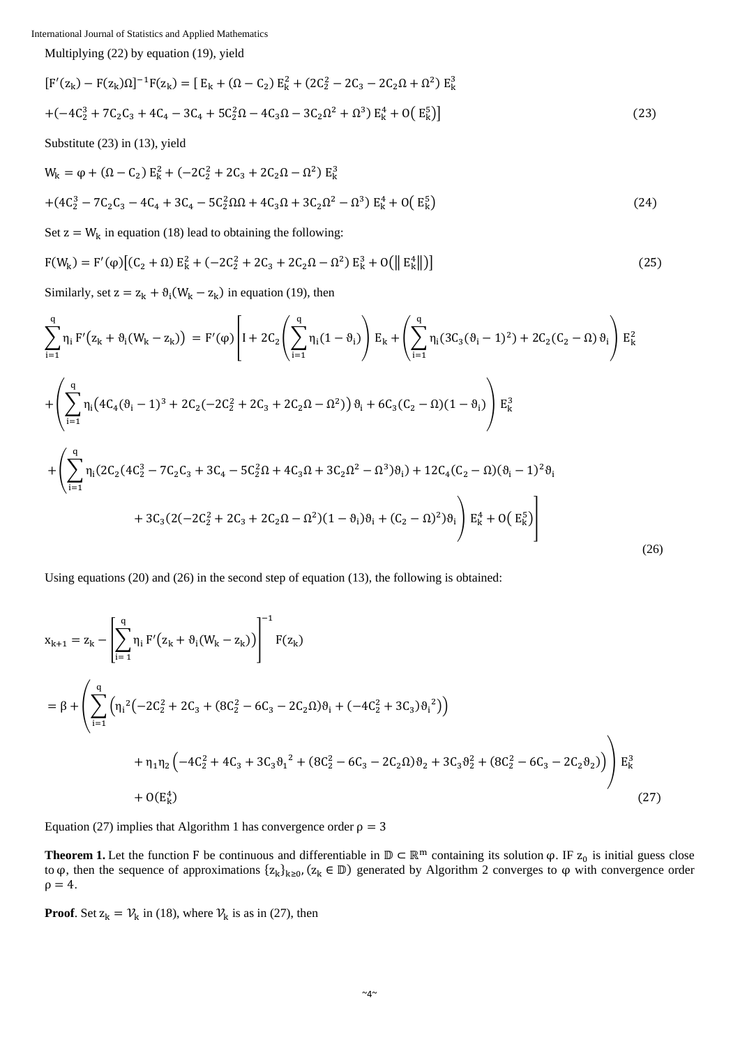Multiplying (22) by equation (19), yield

$$[F'(z_k) - F(z_k)\Omega]^{-1}F(z_k) = [\,E_k + (\Omega - C_2)\,E_k^2 + (2C_2^2 - 2C_3 - 2C_2\Omega + \Omega^2)\,E_k^3$$

$$+(-4C_2^3 + 7C_2C_3 + 4C_4 - 3C_4 + 5C_2^2\Omega - 4C_3\Omega - 3C_2\Omega^2 + \Omega^3)\,E_k^4 + O(\,E_k^5)] \tag{23}$$

Substitute (23) in (13), yield

$$W_k = \varphi + (\Omega - C_2)\,E_k^2 + (-2C_2^2 + 2C_3 + 2C_2\Omega - \Omega^2)\,E_k^3$$

$$+(4C_2^3 - 7C_2C_3 - 4C_4 + 3C_4 - 5C_2^2\Omega\Omega + 4C_3\Omega + 3C_2\Omega^2 - \Omega^3)\,E_k^4 + O(\,E_k^5) \tag{24}$$

Set $z = W_k$ in equation (18) lead to obtaining the following:

$$F(W_k) = F'(\varphi)\big[(C_2 + \Omega)\,E_k^2 + (-2C_2^2 + 2C_3 + 2C_2\Omega - \Omega^2)\,E_k^3 + O(\|\,E_k^4\|)\big] \tag{25}$$

Similarly, set $z = z_k + \vartheta_i(W_k - z_k)$ in equation (19), then

$$\sum_{i=1}^{q}\eta_i\,F'\big(z_k + \vartheta_i(W_k - z_k)\big) = F'(\varphi)\Bigg[I + 2C_2\left(\sum_{i=1}^{q}\eta_i(1-\vartheta_i)\right)E_k + \left(\sum_{i=1}^{q}\eta_i(3C_3(\vartheta_i - 1)^2) + 2C_2(C_2 - \Omega)\,\vartheta_i\right)E_k^2$$

$$+\left(\sum_{i=1}^{q}\eta_i\big(4C_4(\vartheta_i - 1)^3 + 2C_2(-2C_2^2 + 2C_3 + 2C_2\Omega - \Omega^2)\big)\,\vartheta_i + 6C_3(C_2 - \Omega)(1-\vartheta_i)\right)E_k^3$$

$$+\Bigg(\sum_{i=1}^{q}\eta_i(2C_2(4C_2^3 - 7C_2C_3 + 3C_4 - 5C_2^2\Omega + 4C_3\Omega + 3C_2\Omega^2 - \Omega^3)\vartheta_i) + 12C_4(C_2 - \Omega)(\vartheta_i - 1)^2\vartheta_i$$

$$+\,3C_3(2(-2C_2^2 + 2C_3 + 2C_2\Omega - \Omega^2)(1-\vartheta_i)\vartheta_i + (C_2 - \Omega)^2)\vartheta_i\Bigg)\,E_k^4 + O(\,E_k^5)\Bigg] \tag{26}$$

Using equations (20) and (26) in the second step of equation (13), the following is obtained:

$$x_{k+1} = z_k - \left[\sum_{i=1}^{q}\eta_i\,F'\big(z_k + \vartheta_i(W_k - z_k)\big)\right]^{-1} F(z_k)$$

$$= \beta + \Bigg(\sum_{i=1}^{q}\Big({\eta_i}^2\big(-2C_2^2 + 2C_3 + (8C_2^2 - 6C_3 - 2C_2\Omega)\vartheta_i + (-4C_2^2 + 3C_3){\vartheta_i}^2\big)\Big)$$

$$+\,\eta_1\eta_2\Big(-4C_2^2 + 4C_3 + 3C_3{\vartheta_1}^2 + (8C_2^2 - 6C_3 - 2C_2\Omega)\vartheta_2 + 3C_3\vartheta_2^2 + (8C_2^2 - 6C_3 - 2C_2\vartheta_2)\Big)\Bigg)\,E_k^3$$

$$+\,O(E_k^4) \tag{27}$$

Equation (27) implies that Algorithm 1 has convergence order $\rho = 3$

**Theorem 1.** Let the function F be continuous and differentiable in $\mathbb{D} \subset \mathbb{R}^m$ containing its solution $\varphi$. IF $z_0$ is initial guess close to $\varphi$, then the sequence of approximations $\{z_k\}_{k\geq 0}, (z_k \in \mathbb{D})$ generated by Algorithm 2 converges to $\varphi$ with convergence order $\rho = 4$.

**Proof**. Set $z_k = \mathcal{V}_k$ in (18), where $\mathcal{V}_k$ is as in (27), then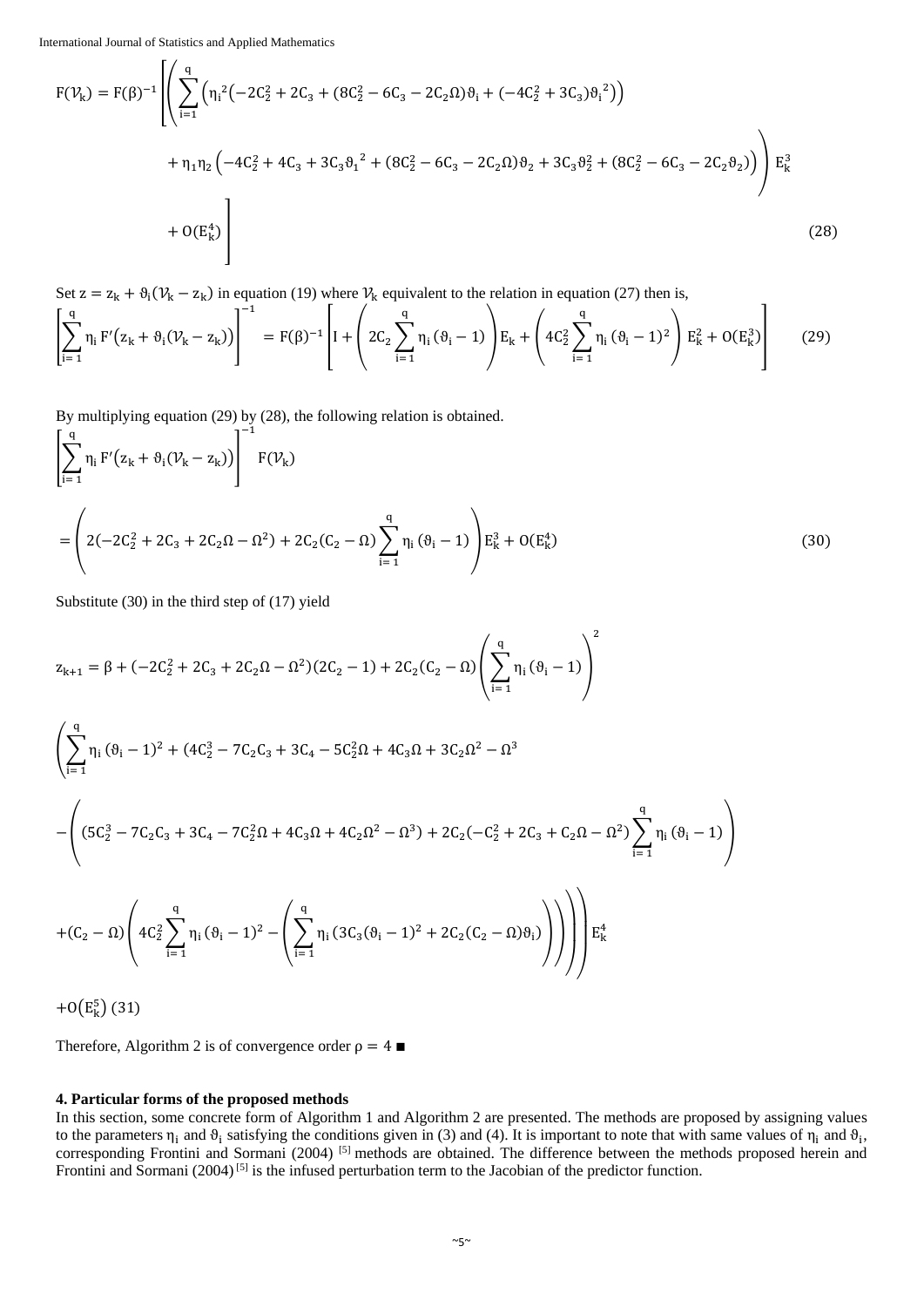$$
\begin{aligned}
F(\mathcal{V}_k) = F(\beta)^{-1} \Bigg[ \Bigg( & \sum_{i=1}^{q} \left( \eta_i{}^2 \left( -2C_2^2 + 2C_3 + (8C_2^2 - 6C_3 - 2C_2\Omega)\vartheta_i + (-4C_2^2 + 3C_3)\vartheta_i{}^2 \right) \right) \\
& + \eta_1\eta_2 \left( -4C_2^2 + 4C_3 + 3C_3\vartheta_1{}^2 + (8C_2^2 - 6C_3 - 2C_2\Omega)\vartheta_2 + 3C_3\vartheta_2^2 + (8C_2^2 - 6C_3 - 2C_2\vartheta_2) \right) \Bigg) E_k^3 \\
& + O(E_k^4) \Bigg] \qquad (28)
\end{aligned}
$$

Set $z = z_k + \vartheta_i(\mathcal{V}_k - z_k)$ in equation (19) where $\mathcal{V}_k$ equivalent to the relation in equation (27) then is,

$$
\left[ \sum_{i=1}^{q} \eta_i F'\left(z_k + \vartheta_i(\mathcal{V}_k - z_k)\right) \right]^{-1} = F(\beta)^{-1} \left[ I + \left( 2C_2 \sum_{i=1}^{q} \eta_i (\vartheta_i - 1) \right) E_k + \left( 4C_2^2 \sum_{i=1}^{q} \eta_i (\vartheta_i - 1)^2 \right) E_k^2 + O(E_k^3) \right] \qquad (29)
$$

By multiplying equation (29) by (28), the following relation is obtained.

$$
\begin{aligned}
& \left[ \sum_{i=1}^{q} \eta_i F'\left(z_k + \vartheta_i(\mathcal{V}_k - z_k)\right) \right]^{-1} F(\mathcal{V}_k) \\
& = \left( 2(-2C_2^2 + 2C_3 + 2C_2\Omega - \Omega^2) + 2C_2(C_2 - \Omega) \sum_{i=1}^{q} \eta_i (\vartheta_i - 1) \right) E_k^3 + O(E_k^4) \qquad (30)
\end{aligned}
$$

Substitute (30) in the third step of (17) yield

$$
\begin{aligned}
z_{k+1} = \beta + & (-2C_2^2 + 2C_3 + 2C_2\Omega - \Omega^2)(2C_2 - 1) + 2C_2(C_2 - \Omega) \left( \sum_{i=1}^{q} \eta_i (\vartheta_i - 1) \right)^2 \\
& \left( \sum_{i=1}^{q} \eta_i (\vartheta_i - 1)^2 + (4C_2^3 - 7C_2C_3 + 3C_4 - 5C_2^2\Omega + 4C_3\Omega + 3C_2\Omega^2 - \Omega^3 \right. \\
& - \left( (5C_2^3 - 7C_2C_3 + 3C_4 - 7C_2^2\Omega + 4C_3\Omega + 4C_2\Omega^2 - \Omega^3) + 2C_2(-C_2^2 + 2C_3 + C_2\Omega - \Omega^2) \sum_{i=1}^{q} \eta_i (\vartheta_i - 1) \right. \\
& \left. \left. + (C_2 - \Omega) \left( 4C_2^2 \sum_{i=1}^{q} \eta_i (\vartheta_i - 1)^2 - \left( \sum_{i=1}^{q} \eta_i \left(3C_3(\vartheta_i - 1)^2 + 2C_2(C_2 - \Omega)\vartheta_i\right) \right) \right) \right) \right) E_k^4 \\
& + O(E_k^5) \qquad (31)
\end{aligned}
$$

Therefore, Algorithm 2 is of convergence order $\rho = 4$ ■

**4. Particular forms of the proposed methods**

In this section, some concrete form of Algorithm 1 and Algorithm 2 are presented. The methods are proposed by assigning values to the parameters $\eta_i$ and $\vartheta_i$ satisfying the conditions given in (3) and (4). It is important to note that with same values of $\eta_i$ and $\vartheta_i$, corresponding Frontini and Sormani (2004) [5] methods are obtained. The difference between the methods proposed herein and Frontini and Sormani (2004) [5] is the infused perturbation term to the Jacobian of the predictor function.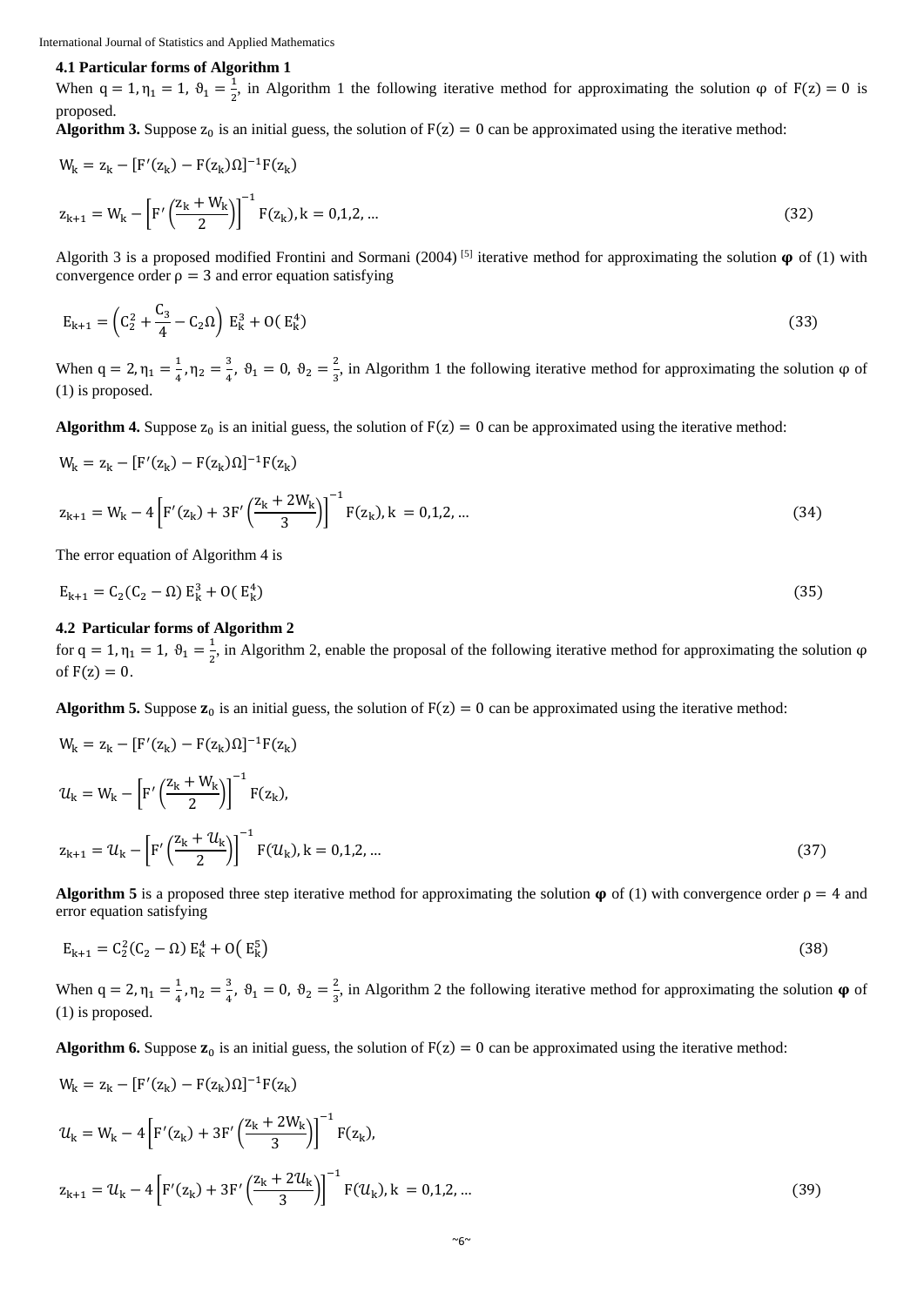### 4.1 Particular forms of Algorithm 1

When $q = 1, \eta_1 = 1, \vartheta_1 = \frac{1}{2}$, in Algorithm 1 the following iterative method for approximating the solution $\varphi$ of $F(z) = 0$ is proposed.

**Algorithm 3.** Suppose $z_0$ is an initial guess, the solution of $F(z) = 0$ can be approximated using the iterative method:

$$W_k = z_k - [F'(z_k) - F(z_k)\Omega]^{-1}F(z_k)$$

$$z_{k+1} = W_k - \left[F'\left(\frac{z_k + W_k}{2}\right)\right]^{-1} F(z_k), k = 0,1,2, \dots \tag{32}$$

Algorith 3 is a proposed modified Frontini and Sormani (2004) [5] iterative method for approximating the solution $\boldsymbol{\varphi}$ of (1) with convergence order $\rho = 3$ and error equation satisfying

$$E_{k+1} = \left(C_2^2 + \frac{C_3}{4} - C_2\Omega\right) E_k^3 + O(E_k^4) \tag{33}$$

When $q = 2, \eta_1 = \frac{1}{4}, \eta_2 = \frac{3}{4}, \vartheta_1 = 0, \vartheta_2 = \frac{2}{3}$, in Algorithm 1 the following iterative method for approximating the solution $\varphi$ of (1) is proposed.

**Algorithm 4.** Suppose $z_0$ is an initial guess, the solution of $F(z) = 0$ can be approximated using the iterative method:

$$W_k = z_k - [F'(z_k) - F(z_k)\Omega]^{-1}F(z_k)$$

$$z_{k+1} = W_k - 4\left[F'(z_k) + 3F'\left(\frac{z_k + 2W_k}{3}\right)\right]^{-1} F(z_k), k = 0,1,2, \dots \tag{34}$$

The error equation of Algorithm 4 is

$$E_{k+1} = C_2(C_2 - \Omega) E_k^3 + O(E_k^4) \tag{35}$$

### 4.2 Particular forms of Algorithm 2

for $q = 1, \eta_1 = 1, \vartheta_1 = \frac{1}{2}$, in Algorithm 2, enable the proposal of the following iterative method for approximating the solution $\varphi$ of $F(z) = 0$.

**Algorithm 5.** Suppose $\mathbf{z}_0$ is an initial guess, the solution of $F(z) = 0$ can be approximated using the iterative method:

$$W_k = z_k - [F'(z_k) - F(z_k)\Omega]^{-1}F(z_k)$$

$$\mathcal{U}_k = W_k - \left[F'\left(\frac{z_k + W_k}{2}\right)\right]^{-1} F(z_k),$$

$$z_{k+1} = \mathcal{U}_k - \left[F'\left(\frac{z_k + \mathcal{U}_k}{2}\right)\right]^{-1} F(\mathcal{U}_k), k = 0,1,2, \dots \tag{37}$$

**Algorithm 5** is a proposed three step iterative method for approximating the solution $\boldsymbol{\varphi}$ of (1) with convergence order $\rho = 4$ and error equation satisfying

$$E_{k+1} = C_2^2(C_2 - \Omega) E_k^4 + O(E_k^5) \tag{38}$$

When $q = 2, \eta_1 = \frac{1}{4}, \eta_2 = \frac{3}{4}, \vartheta_1 = 0, \vartheta_2 = \frac{2}{3}$, in Algorithm 2 the following iterative method for approximating the solution $\boldsymbol{\varphi}$ of (1) is proposed.

**Algorithm 6.** Suppose $\mathbf{z}_0$ is an initial guess, the solution of $F(z) = 0$ can be approximated using the iterative method:

$$W_k = z_k - [F'(z_k) - F(z_k)\Omega]^{-1}F(z_k)$$

$$\mathcal{U}_k = W_k - 4\left[F'(z_k) + 3F'\left(\frac{z_k + 2W_k}{3}\right)\right]^{-1} F(z_k),$$

$$z_{k+1} = \mathcal{U}_k - 4\left[F'(z_k) + 3F'\left(\frac{z_k + 2\mathcal{U}_k}{3}\right)\right]^{-1} F(\mathcal{U}_k), k = 0,1,2, \dots \tag{39}$$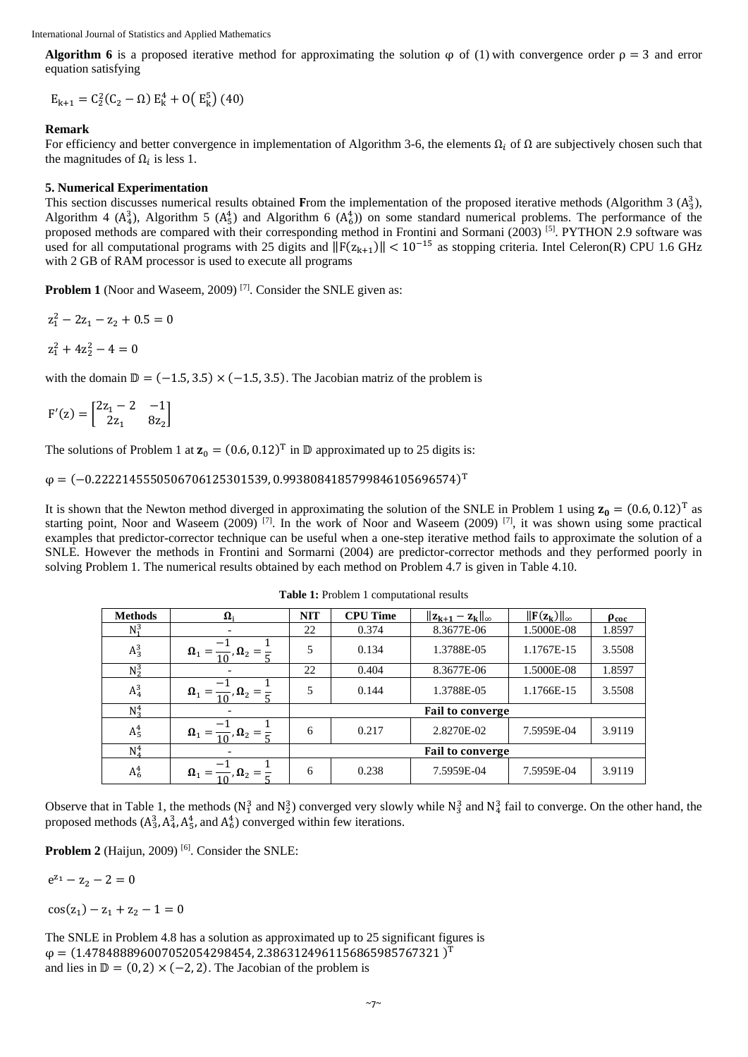**Algorithm 6** is a proposed iterative method for approximating the solution φ of (1) with convergence order $\rho = 3$ and error equation satisfying

$$E_{k+1} = C_2^2(C_2 - \Omega)\, E_k^4 + O\left(E_k^5\right) \quad (40)$$

**Remark**

For efficiency and better convergence in implementation of Algorithm 3-6, the elements $\Omega_i$ of $\Omega$ are subjectively chosen such that the magnitudes of $\Omega_i$ is less 1.

### 5. Numerical Experimentation

This section discusses numerical results obtained **F**rom the implementation of the proposed iterative methods (Algorithm 3 ($A_3^3$), Algorithm 4 ($A_4^3$), Algorithm 5 ($A_5^4$) and Algorithm 6 ($A_6^4$)) on some standard numerical problems. The performance of the proposed methods are compared with their corresponding method in Frontini and Sormani (2003) [5]. PYTHON 2.9 software was used for all computational programs with 25 digits and $\|F(z_{k+1})\| < 10^{-15}$ as stopping criteria. Intel Celeron(R) CPU 1.6 GHz with 2 GB of RAM processor is used to execute all programs

**Problem 1** (Noor and Waseem, 2009) [7]. Consider the SNLE given as:

$$z_1^2 - 2z_1 - z_2 + 0.5 = 0$$

$$z_1^2 + 4z_2^2 - 4 = 0$$

with the domain $\mathbb{D} = (-1.5, 3.5) \times (-1.5, 3.5)$. The Jacobian matriz of the problem is

$$F'(z) = \begin{bmatrix} 2z_1 - 2 & -1 \\ 2z_1 & 8z_2 \end{bmatrix}$$

The solutions of Problem 1 at $\mathbf{z}_0 = (0.6, 0.12)^T$ in $\mathbb{D}$ approximated up to 25 digits is:

$$\varphi = (-0.2222145550506706125301539, 0.9938084185799846105696574)^T$$

It is shown that the Newton method diverged in approximating the solution of the SNLE in Problem 1 using $\mathbf{z_0} = (0.6, 0.12)^T$ as starting point, Noor and Waseem (2009) [7]. In the work of Noor and Waseem (2009) [7], it was shown using some practical examples that predictor-corrector technique can be useful when a one-step iterative method fails to approximate the solution of a SNLE. However the methods in Frontini and Sormarni (2004) are predictor-corrector methods and they performed poorly in solving Problem 1. The numerical results obtained by each method on Problem 4.7 is given in Table 4.10.

**Table 1:** Problem 1 computational results

| Methods | $\Omega_i$ | NIT | CPU Time | $\|\mathbf{z_{k+1}} - \mathbf{z_k}\|_\infty$ | $\|\mathbf{F(z_k)}\|_\infty$ | $\rho_{coc}$ |
|---|---|---|---|---|---|---|
| $N_1^3$ | - | 22 | 0.374 | 8.3677E-06 | 1.5000E-08 | 1.8597 |
| $A_3^3$ | $\Omega_1 = \frac{-1}{10}, \Omega_2 = \frac{1}{5}$ | 5 | 0.134 | 1.3788E-05 | 1.1767E-15 | 3.5508 |
| $N_2^3$ | - | 22 | 0.404 | 8.3677E-06 | 1.5000E-08 | 1.8597 |
| $A_4^3$ | $\Omega_1 = \frac{-1}{10}, \Omega_2 = \frac{1}{5}$ | 5 | 0.144 | 1.3788E-05 | 1.1766E-15 | 3.5508 |
| $N_3^4$ | - | **Fail to converge** | | | | |
| $A_5^4$ | $\Omega_1 = \frac{-1}{10}, \Omega_2 = \frac{1}{5}$ | 6 | 0.217 | 2.8270E-02 | 7.5959E-04 | 3.9119 |
| $N_4^4$ | - | **Fail to converge** | | | | |
| $A_6^4$ | $\Omega_1 = \frac{-1}{10}, \Omega_2 = \frac{1}{5}$ | 6 | 0.238 | 7.5959E-04 | 7.5959E-04 | 3.9119 |

Observe that in Table 1, the methods ($N_1^3$ and $N_2^3$) converged very slowly while $N_3^3$ and $N_4^3$ fail to converge. On the other hand, the proposed methods ($A_3^3, A_4^3, A_5^4$, and $A_6^4$) converged within few iterations.

**Problem 2** (Haijun, 2009) [6]. Consider the SNLE:

$$e^{z_1} - z_2 - 2 = 0$$

$$\cos(z_1) - z_1 + z_2 - 1 = 0$$

The SNLE in Problem 4.8 has a solution as approximated up to 25 significant figures is
$\varphi = (1.478488896007052054298454, 2.386312496115686598576732 1)^T$
and lies in $\mathbb{D} = (0, 2) \times (-2, 2)$. The Jacobian of the problem is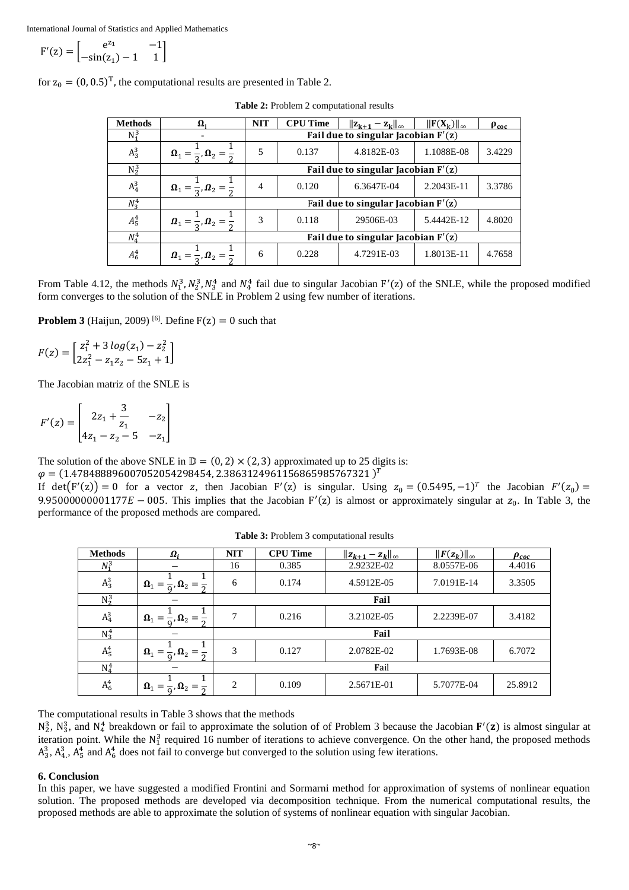$$F'(z) = \begin{bmatrix} e^{z_1} & -1 \\ -\sin(z_1) - 1 & 1 \end{bmatrix}$$

for $z_0 = (0, 0.5)^T$, the computational results are presented in Table 2.

**Table 2:** Problem 2 computational results

| Methods | $\Omega_i$ | NIT | CPU Time | $\|z_{k+1} - z_k\|_\infty$ | $\|F(X_k)\|_\infty$ | $\rho_{coc}$ |
|---|---|---|---|---|---|---|
| $N_1^3$ | - | **Fail due to singular Jacobian $F'(z)$** | | | | |
| $A_3^3$ | $\Omega_1 = \frac{1}{3}, \Omega_2 = \frac{1}{2}$ | 5 | 0.137 | 4.8182E-03 | 1.1088E-08 | 3.4229 |
| $N_2^3$ | | **Fail due to singular Jacobian $F'(z)$** | | | | |
| $A_4^3$ | $\Omega_1 = \frac{1}{3}, \Omega_2 = \frac{1}{2}$ | 4 | 0.120 | 6.3647E-04 | 2.2043E-11 | 3.3786 |
| $N_3^4$ | | **Fail due to singular Jacobian $F'(z)$** | | | | |
| $A_5^4$ | $\Omega_1 = \frac{1}{3}, \Omega_2 = \frac{1}{2}$ | 3 | 0.118 | 29506E-03 | 5.4442E-12 | 4.8020 |
| $N_4^4$ | | **Fail due to singular Jacobian $F'(z)$** | | | | |
| $A_6^4$ | $\Omega_1 = \frac{1}{3}, \Omega_2 = \frac{1}{2}$ | 6 | 0.228 | 4.7291E-03 | 1.8013E-11 | 4.7658 |

From Table 4.12, the methods $N_1^3, N_2^3, N_3^4$ and $N_4^4$ fail due to singular Jacobian $F'(z)$ of the SNLE, while the proposed modified form converges to the solution of the SNLE in Problem 2 using few number of iterations.

**Problem 3** (Haijun, 2009) [6]. Define $F(z) = 0$ such that

$$F(z) = \begin{bmatrix} z_1^2 + 3\,log(z_1) - z_2^2 \\ 2z_1^2 - z_1 z_2 - 5z_1 + 1 \end{bmatrix}$$

The Jacobian matriz of the SNLE is

$$F'(z) = \begin{bmatrix} 2z_1 + \dfrac{3}{z_1} & -z_2 \\ 4z_1 - z_2 - 5 & -z_1 \end{bmatrix}$$

The solution of the above SNLE in $\mathbb{D} = (0, 2) \times (2, 3)$ approximated up to 25 digits is:

$\varphi = (1.4784888960070520542984\,54, 2.3863124961156865985767321\,)^T$

If $\det(F'(z)) = 0$ for a vector $z$, then Jacobian $F'(z)$ is singular. Using $z_0 = (0.5495, -1)^T$ the Jacobian $F'(z_0) = 9.95000000001177E - 005$. This implies that the Jacobian $F'(z)$ is almost or approximately singular at $z_0$. In Table 3, the performance of the proposed methods are compared.

**Table 3:** Problem 3 computational results

| Methods | $\Omega_i$ | NIT | CPU Time | $\|z_{k+1} - z_k\|_\infty$ | $\|F(z_k)\|_\infty$ | $\rho_{coc}$ |
|---|---|---|---|---|---|---|
| $N_1^3$ | $-$ | 16 | 0.385 | 2.9232E-02 | 8.0557E-06 | 4.4016 |
| $A_3^3$ | $\Omega_1 = \frac{1}{9}, \Omega_2 = \frac{1}{2}$ | 6 | 0.174 | 4.5912E-05 | 7.0191E-14 | 3.3505 |
| $N_2^3$ | $-$ | **Fail** | | | | |
| $A_4^3$ | $\Omega_1 = \frac{1}{9}, \Omega_2 = \frac{1}{2}$ | 7 | 0.216 | 3.2102E-05 | 2.2239E-07 | 3.4182 |
| $N_3^4$ | $-$ | **Fail** | | | | |
| $A_5^4$ | $\Omega_1 = \frac{1}{9}, \Omega_2 = \frac{1}{2}$ | 3 | 0.127 | 2.0782E-02 | 1.7693E-08 | 6.7072 |
| $N_4^4$ | $-$ | Fail | | | | |
| $A_6^4$ | $\Omega_1 = \frac{1}{9}, \Omega_2 = \frac{1}{2}$ | 2 | 0.109 | 2.5671E-01 | 5.7077E-04 | 25.8912 |

The computational results in Table 3 shows that the methods $N_2^3$, $N_3^3$, and $N_4^4$ breakdown or fail to approximate the solution of of Problem 3 because the Jacobian $\mathbf{F}'(\mathbf{z})$ is almost singular at iteration point. While the $N_1^3$ required 16 number of iterations to achieve convergence. On the other hand, the proposed methods $A_3^3$, $A_{4,}^3$, $A_5^4$ and $A_6^4$ does not fail to converge but converged to the solution using few iterations.

## 6. Conclusion

In this paper, we have suggested a modified Frontini and Sormarni method for approximation of systems of nonlinear equation solution. The proposed methods are developed via decomposition technique. From the numerical computational results, the proposed methods are able to approximate the solution of systems of nonlinear equation with singular Jacobian.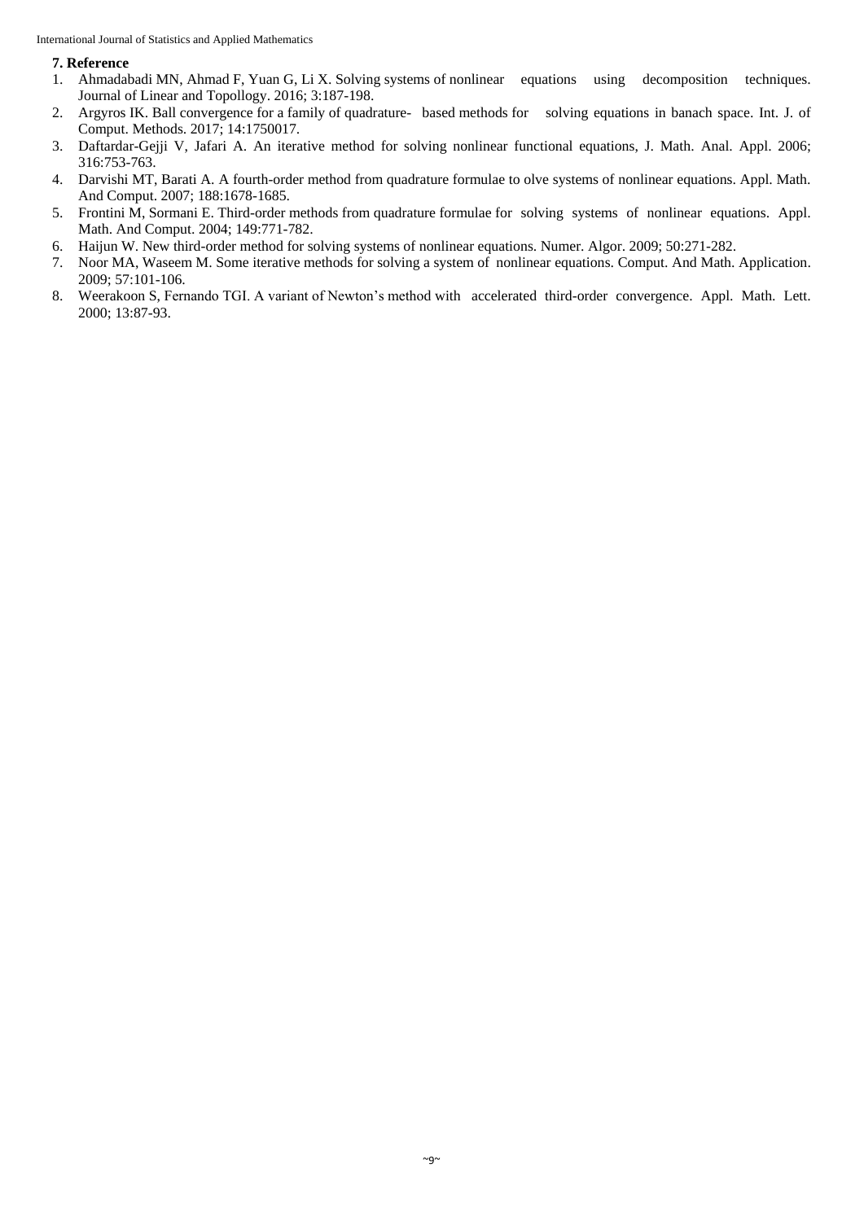### 7. Reference

1. Ahmadabadi MN, Ahmad F, Yuan G, Li X. Solving systems of nonlinear equations using decomposition techniques. Journal of Linear and Topollogy. 2016; 3:187-198.
2. Argyros IK. Ball convergence for a family of quadrature- based methods for solving equations in banach space. Int. J. of Comput. Methods. 2017; 14:1750017.
3. Daftardar-Gejji V, Jafari A. An iterative method for solving nonlinear functional equations, J. Math. Anal. Appl. 2006; 316:753-763.
4. Darvishi MT, Barati A. A fourth-order method from quadrature formulae to olve systems of nonlinear equations. Appl. Math. And Comput. 2007; 188:1678-1685.
5. Frontini M, Sormani E. Third-order methods from quadrature formulae for solving systems of nonlinear equations. Appl. Math. And Comput. 2004; 149:771-782.
6. Haijun W. New third-order method for solving systems of nonlinear equations. Numer. Algor. 2009; 50:271-282.
7. Noor MA, Waseem M. Some iterative methods for solving a system of nonlinear equations. Comput. And Math. Application. 2009; 57:101-106.
8. Weerakoon S, Fernando TGI. A variant of Newton's method with accelerated third-order convergence. Appl. Math. Lett. 2000; 13:87-93.